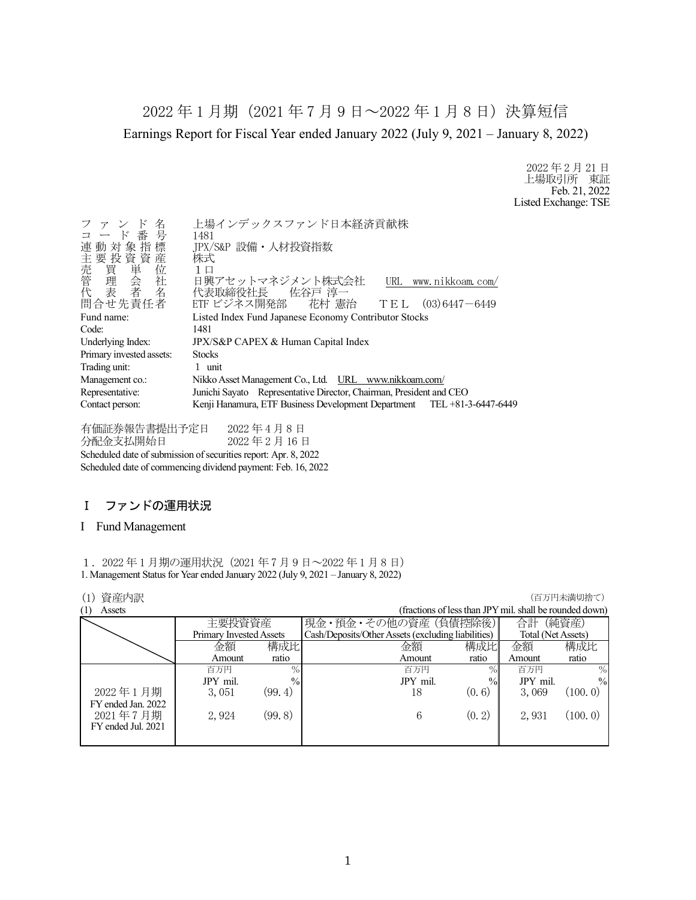# 2022 年 1 月期（2021 年 7 月 9 日～2022 年 1 月 8 日）決算短信

Earnings Report for Fiscal Year ended January 2022 (July 9, 2021 – January 8, 2022)

2022 年 2 月 21 日
上場取引所　東証
Feb. 21, 2022
Listed Exchange: TSE

| | |
|---|---|
| ファンド名 | 上場インデックスファンド日本経済貢献株 |
| コード番号 | 1481 |
| 連動対象指標 | JPX/S&P 設備・人材投資指数 |
| 主要投資資産 | 株式 |
| 売買単位 | １口 |
| 管理会社 | 日興アセットマネジメント株式会社　URL　www.nikkoam.com/ |
| 代表者名 | 代表取締役社長　佐谷戸 淳一 |
| 問合せ先責任者 | ETF ビジネス開発部　花村 憲治　ＴＥＬ　(03)6447－6449 |
| Fund name: | Listed Index Fund Japanese Economy Contributor Stocks |
| Code: | 1481 |
| Underlying Index: | JPX/S&P CAPEX & Human Capital Index |
| Primary invested assets: | Stocks |
| Trading unit: | 1 unit |
| Management co.: | Nikko Asset Management Co., Ltd.　URL　www.nikkoam.com/ |
| Representative: | Junichi Sayato　Representative Director, Chairman, President and CEO |
| Contact person: | Kenji Hanamura, ETF Business Development Department　TEL +81-3-6447-6449 |

有価証券報告書提出予定日　　2022 年 4 月 8 日
分配金支払開始日　　　　　　2022 年 2 月 16 日
Scheduled date of submission of securities report: Apr. 8, 2022
Scheduled date of commencing dividend payment: Feb. 16, 2022

## Ⅰ　ファンドの運用状況

## I　Fund Management

### １．2022 年 1 月期の運用状況（2021 年 7 月 9 日～2022 年 1 月 8 日）
### 1. Management Status for Year ended January 2022 (July 9, 2021 – January 8, 2022)

(1) 資産内訳　　　　（百万円未満切捨て）
(1) Assets　　　　(fractions of less than JPY mil. shall be rounded down)

| | 主要投資資産 Primary Invested Assets | | 現金・預金・その他の資産（負債控除後） Cash/Deposits/Other Assets (excluding liabilities) | | 合計（純資産） Total (Net Assets) | |
|---|---|---|---|---|---|---|
| | 金額 Amount | 構成比 ratio | 金額 Amount | 構成比 ratio | 金額 Amount | 構成比 ratio |
| | 百万円 JPY mil. | % | 百万円 JPY mil. | % | 百万円 JPY mil. | % |
| 2022 年 1 月期 FY ended Jan. 2022 | 3,051 | (99.4) | 18 | (0.6) | 3,069 | (100.0) |
| 2021 年 7 月期 FY ended Jul. 2021 | 2,924 | (99.8) | 6 | (0.2) | 2,931 | (100.0) |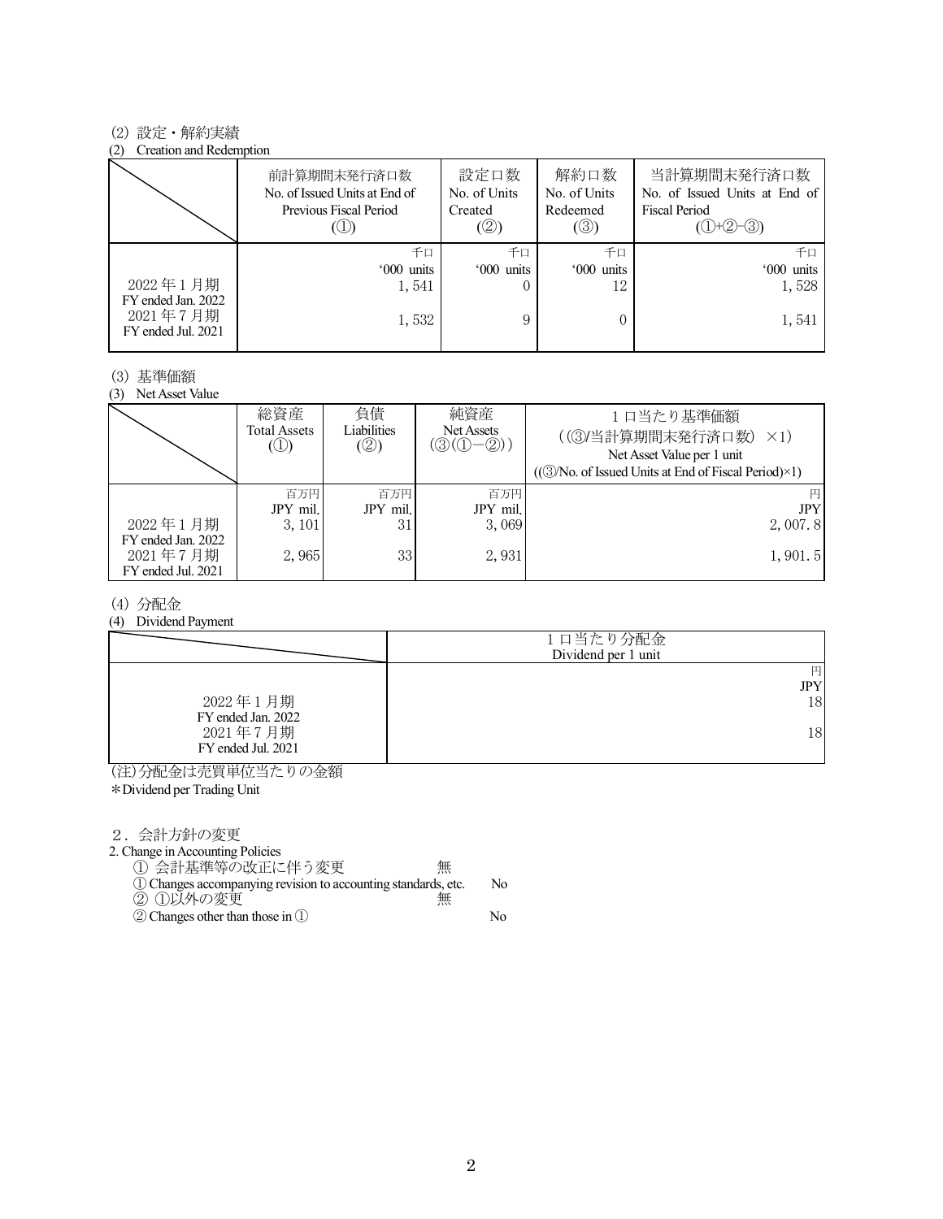(2) 設定・解約実績

(2) Creation and Redemption

| | 前計算期間末発行済口数<br>No. of Issued Units at End of Previous Fiscal Period<br>(①) | 設定口数<br>No. of Units Created<br>(②) | 解約口数<br>No. of Units Redeemed<br>(③) | 当計算期間末発行済口数<br>No. of Issued Units at End of Fiscal Period<br>(①+②-③) |
|---|---|---|---|---|
| | 千口<br>'000 units | 千口<br>'000 units | 千口<br>'000 units | 千口<br>'000 units |
| 2022 年 1 月期<br>FY ended Jan. 2022 | 1, 541 | 0 | 12 | 1, 528 |
| 2021 年 7 月期<br>FY ended Jul. 2021 | 1, 532 | 9 | 0 | 1, 541 |

(3) 基準価額

(3) Net Asset Value

| | 総資産<br>Total Assets<br>(①) | 負債<br>Liabilities<br>(②) | 純資産<br>Net Assets<br>(③(①−②)) | 1 口当たり基準価額<br>((③/当計算期間末発行済口数) ×1)<br>Net Asset Value per 1 unit<br>((③/No. of Issued Units at End of Fiscal Period)×1) |
|---|---|---|---|---|
| | 百万円<br>JPY mil. | 百万円<br>JPY mil. | 百万円<br>JPY mil. | 円<br>JPY |
| 2022 年 1 月期<br>FY ended Jan. 2022 | 3, 101 | 31 | 3, 069 | 2, 007. 8 |
| 2021 年 7 月期<br>FY ended Jul. 2021 | 2, 965 | 33 | 2, 931 | 1, 901. 5 |

(4) 分配金

(4) Dividend Payment

| | 1 口当たり分配金<br>Dividend per 1 unit |
|---|---|
| | 円<br>JPY |
| 2022 年 1 月期<br>FY ended Jan. 2022 | 18 |
| 2021 年 7 月期<br>FY ended Jul. 2021 | 18 |

(注)分配金は売買単位当たりの金額

*Dividend per Trading Unit

2．会計方針の変更

2. Change in Accounting Policies

① 会計基準等の改正に伴う変更　無

① Changes accompanying revision to accounting standards, etc.　No

② ①以外の変更　無

② Changes other than those in ①　No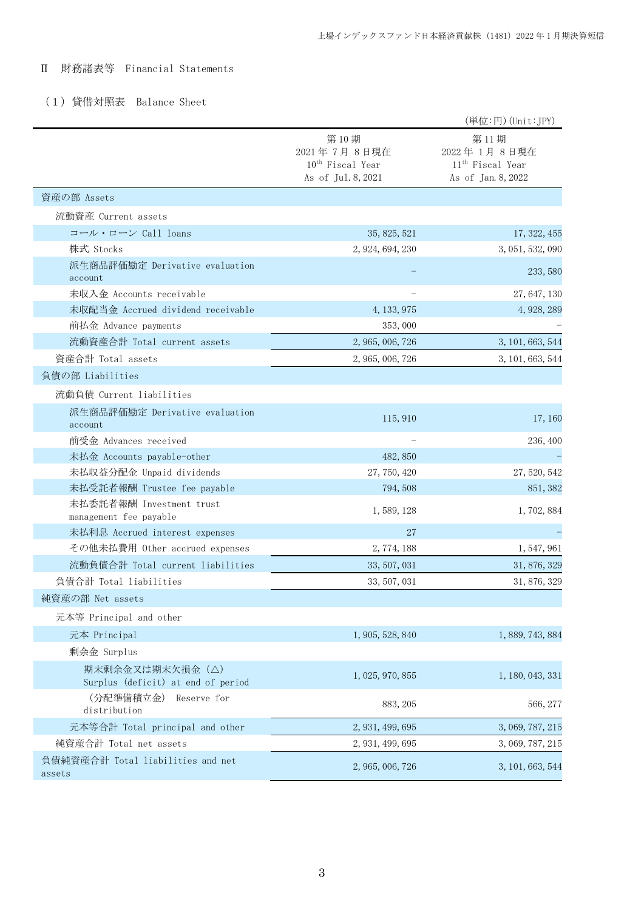## Ⅱ　財務諸表等　Financial Statements

### （1）貸借対照表　Balance Sheet

（単位:円）(Unit:JPY)

| | 第10期<br>2021年７月８日現在<br>10th Fiscal Year<br>As of Jul.8,2021 | 第11期<br>2022年１月８日現在<br>11th Fiscal Year<br>As of Jan.8,2022 |
|---|---:|---:|
| 資産の部 Assets | | |
| 流動資産 Current assets | | |
| コール・ローン Call loans | 35,825,521 | 17,322,455 |
| 株式 Stocks | 2,924,694,230 | 3,051,532,090 |
| 派生商品評価勘定 Derivative evaluation account | － | 233,580 |
| 未収入金 Accounts receivable | － | 27,647,130 |
| 未収配当金 Accrued dividend receivable | 4,133,975 | 4,928,289 |
| 前払金 Advance payments | 353,000 | － |
| 流動資産合計 Total current assets | 2,965,006,726 | 3,101,663,544 |
| 資産合計 Total assets | 2,965,006,726 | 3,101,663,544 |
| 負債の部 Liabilities | | |
| 流動負債 Current liabilities | | |
| 派生商品評価勘定 Derivative evaluation account | 115,910 | 17,160 |
| 前受金 Advances received | － | 236,400 |
| 未払金 Accounts payable-other | 482,850 | － |
| 未払収益分配金 Unpaid dividends | 27,750,420 | 27,520,542 |
| 未払受託者報酬 Trustee fee payable | 794,508 | 851,382 |
| 未払委託者報酬 Investment trust management fee payable | 1,589,128 | 1,702,884 |
| 未払利息 Accrued interest expenses | 27 | － |
| その他未払費用 Other accrued expenses | 2,774,188 | 1,547,961 |
| 流動負債合計 Total current liabilities | 33,507,031 | 31,876,329 |
| 負債合計 Total liabilities | 33,507,031 | 31,876,329 |
| 純資産の部 Net assets | | |
| 元本等 Principal and other | | |
| 元本 Principal | 1,905,528,840 | 1,889,743,884 |
| 剰余金 Surplus | | |
| 期末剰余金又は期末欠損金（△） Surplus (deficit) at end of period | 1,025,970,855 | 1,180,043,331 |
| （分配準備積立金） Reserve for distribution | 883,205 | 566,277 |
| 元本等合計 Total principal and other | 2,931,499,695 | 3,069,787,215 |
| 純資産合計 Total net assets | 2,931,499,695 | 3,069,787,215 |
| 負債純資産合計 Total liabilities and net assets | 2,965,006,726 | 3,101,663,544 |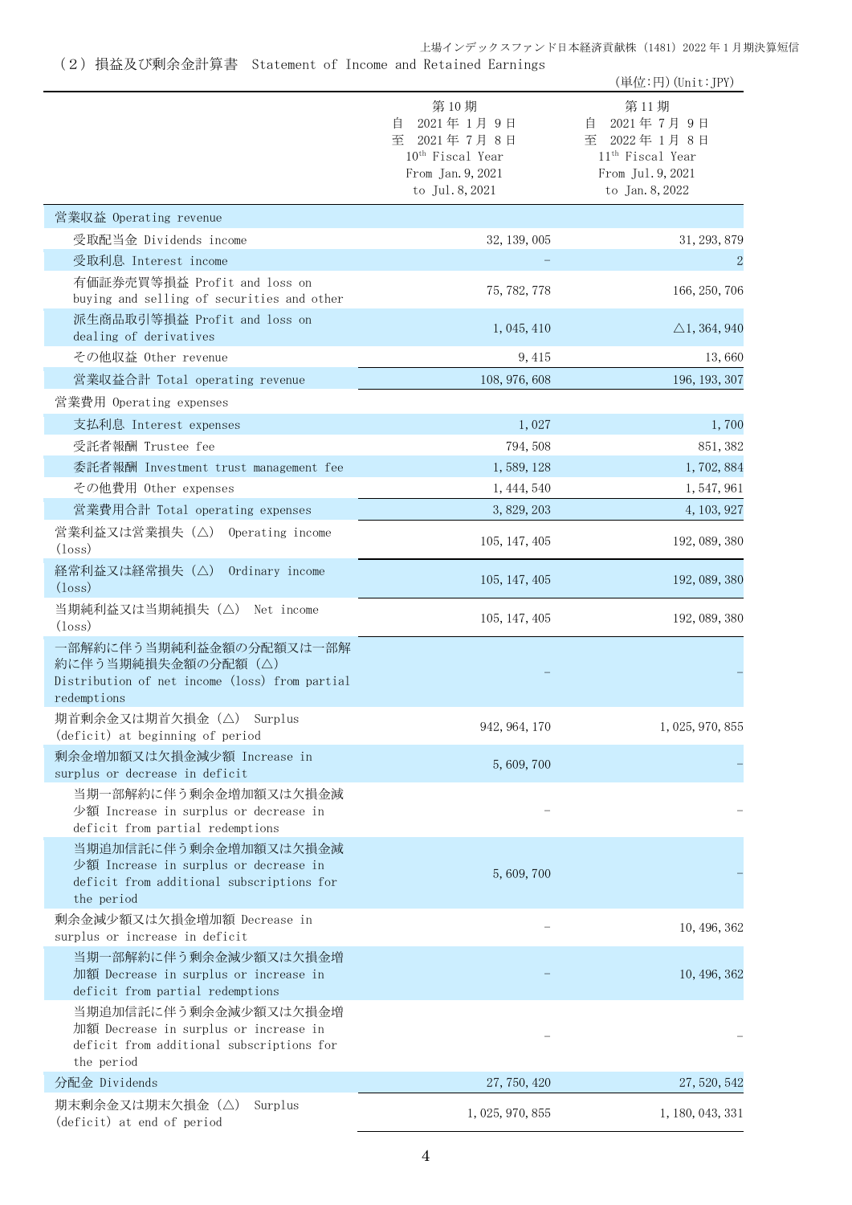## （２）損益及び剰余金計算書　Statement of Income and Retained Earnings

（単位:円）(Unit:JPY)

| | 第10期<br>自　2021年1月9日<br>至　2021年7月8日<br>10th Fiscal Year<br>From Jan.9,2021<br>to Jul.8,2021 | 第11期<br>自　2021年7月9日<br>至　2022年1月8日<br>11th Fiscal Year<br>From Jul.9,2021<br>to Jan.8,2022 |
|---|---|---|
| 営業収益 Operating revenue | | |
| 受取配当金 Dividends income | 32,139,005 | 31,293,879 |
| 受取利息 Interest income | － | 2 |
| 有価証券売買等損益 Profit and loss on buying and selling of securities and other | 75,782,778 | 166,250,706 |
| 派生商品取引等損益 Profit and loss on dealing of derivatives | 1,045,410 | △1,364,940 |
| その他収益 Other revenue | 9,415 | 13,660 |
| 営業収益合計 Total operating revenue | 108,976,608 | 196,193,307 |
| 営業費用 Operating expenses | | |
| 支払利息 Interest expenses | 1,027 | 1,700 |
| 受託者報酬 Trustee fee | 794,508 | 851,382 |
| 委託者報酬 Investment trust management fee | 1,589,128 | 1,702,884 |
| その他費用 Other expenses | 1,444,540 | 1,547,961 |
| 営業費用合計 Total operating expenses | 3,829,203 | 4,103,927 |
| 営業利益又は営業損失（△） Operating income (loss) | 105,147,405 | 192,089,380 |
| 経常利益又は経常損失（△） Ordinary income (loss) | 105,147,405 | 192,089,380 |
| 当期純利益又は当期純損失（△） Net income (loss) | 105,147,405 | 192,089,380 |
| 一部解約に伴う当期純利益金額の分配額又は一部解約に伴う当期純損失金額の分配額（△） Distribution of net income (loss) from partial redemptions | － | － |
| 期首剰余金又は期首欠損金（△） Surplus (deficit) at beginning of period | 942,964,170 | 1,025,970,855 |
| 剰余金増加額又は欠損金減少額 Increase in surplus or decrease in deficit | 5,609,700 | － |
| 当期一部解約に伴う剰余金増加額又は欠損金減少額 Increase in surplus or decrease in deficit from partial redemptions | － | － |
| 当期追加信託に伴う剰余金増加額又は欠損金減少額 Increase in surplus or decrease in deficit from additional subscriptions for the period | 5,609,700 | － |
| 剰余金減少額又は欠損金増加額 Decrease in surplus or increase in deficit | － | 10,496,362 |
| 当期一部解約に伴う剰余金減少額又は欠損金増加額 Decrease in surplus or increase in deficit from partial redemptions | － | 10,496,362 |
| 当期追加信託に伴う剰余金減少額又は欠損金増加額 Decrease in surplus or increase in deficit from additional subscriptions for the period | － | － |
| 分配金 Dividends | 27,750,420 | 27,520,542 |
| 期末剰余金又は期末欠損金（△） Surplus (deficit) at end of period | 1,025,970,855 | 1,180,043,331 |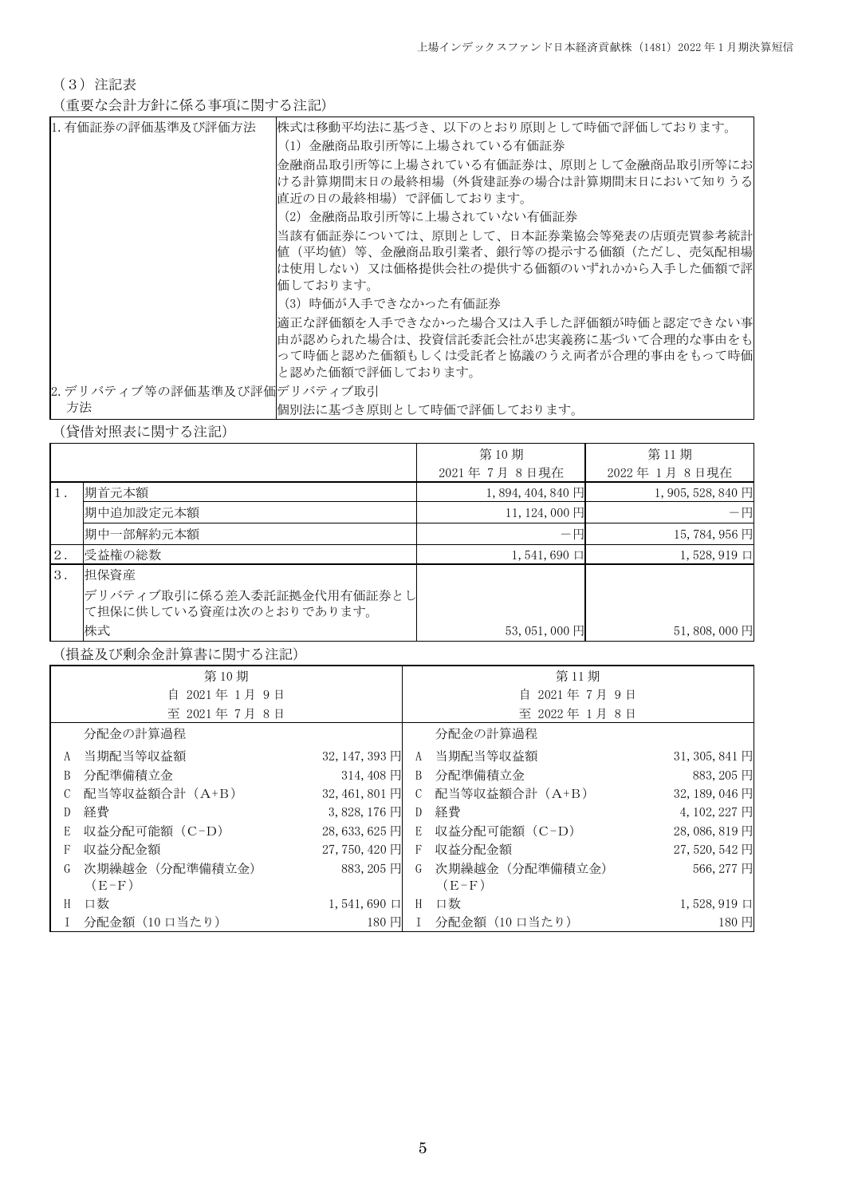（3）注記表

（重要な会計方針に係る事項に関する注記）

| | |
|---|---|
| 1. 有価証券の評価基準及び評価方法 | 株式は移動平均法に基づき、以下のとおり原則として時価で評価しております。<br>(1) 金融商品取引所等に上場されている有価証券<br>金融商品取引所等に上場されている有価証券は、原則として金融商品取引所等における計算期間末日の最終相場（外貨建証券の場合は計算期間末日において知りうる直近の日の最終相場）で評価しております。<br>(2) 金融商品取引所等に上場されていない有価証券<br>当該有価証券については、原則として、日本証券業協会等発表の店頭売買参考統計値（平均値）等、金融商品取引業者、銀行等の提示する価額（ただし、売気配相場は使用しない）又は価格提供会社の提供する価額のいずれかから入手した価額で評価しております。<br>(3) 時価が入手できなかった有価証券<br>適正な評価額を入手できなかった場合又は入手した評価額が時価と認定できない事由が認められた場合は、投資信託委託会社が忠実義務に基づいて合理的な事由をもって時価と認めた価額もしくは受託者と協議のうえ両者が合理的事由をもって時価と認めた価額で評価しております。 |
| 2. デリバティブ等の評価基準及び評価方法 | デリバティブ取引<br>個別法に基づき原則として時価で評価しております。 |

（貸借対照表に関する注記）

| | | 第 10 期<br>2021 年 7 月 8 日現在 | 第 11 期<br>2022 年 1 月 8 日現在 |
|---|---|---|---|
| 1. | 期首元本額 | 1,894,404,840 円 | 1,905,528,840 円 |
| | 期中追加設定元本額 | 11,124,000 円 | －円 |
| | 期中一部解約元本額 | －円 | 15,784,956 円 |
| 2. | 受益権の総数 | 1,541,690 口 | 1,528,919 口 |
| 3. | 担保資産 | | |
| | デリバティブ取引に係る差入委託証拠金代用有価証券として担保に供している資産は次のとおりであります。 | | |
| | 株式 | 53,051,000 円 | 51,808,000 円 |

（損益及び剰余金計算書に関する注記）

| 第 10 期<br>自 2021 年 1 月 9 日<br>至 2021 年 7 月 8 日 | | | 第 11 期<br>自 2021 年 7 月 9 日<br>至 2022 年 1 月 8 日 | | |
|---|---|---|---|---|---|
| | 分配金の計算過程 | | | 分配金の計算過程 | |
| A | 当期配当等収益額 | 32,147,393 円 | A | 当期配当等収益額 | 31,305,841 円 |
| B | 分配準備積立金 | 314,408 円 | B | 分配準備積立金 | 883,205 円 |
| C | 配当等収益額合計（A+B） | 32,461,801 円 | C | 配当等収益額合計（A+B） | 32,189,046 円 |
| D | 経費 | 3,828,176 円 | D | 経費 | 4,102,227 円 |
| E | 収益分配可能額（C−D） | 28,633,625 円 | E | 収益分配可能額（C−D） | 28,086,819 円 |
| F | 収益分配金額 | 27,750,420 円 | F | 収益分配金額 | 27,520,542 円 |
| G | 次期繰越金（分配準備積立金）（E−F） | 883,205 円 | G | 次期繰越金（分配準備積立金）（E−F） | 566,277 円 |
| H | 口数 | 1,541,690 口 | H | 口数 | 1,528,919 口 |
| I | 分配金額（10 口当たり） | 180 円 | I | 分配金額（10 口当たり） | 180 円 |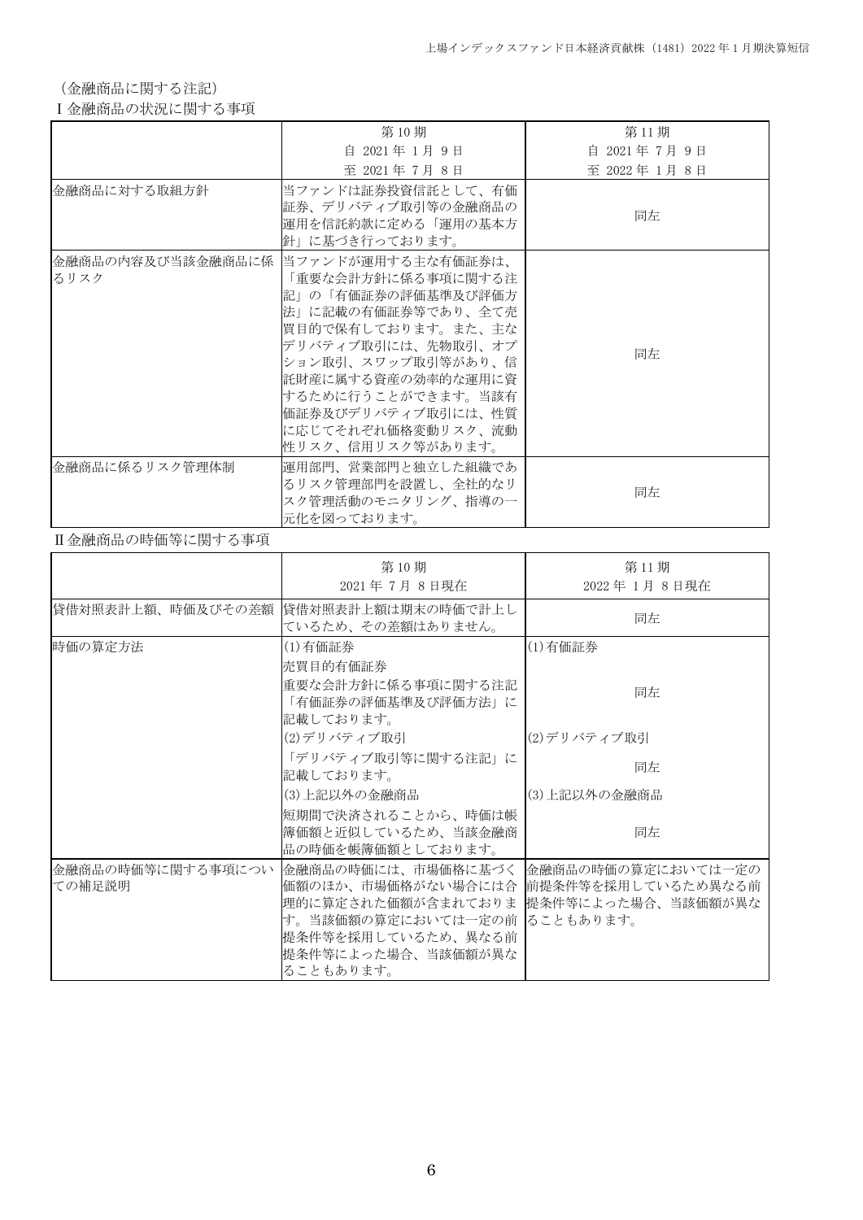（金融商品に関する注記）

Ⅰ金融商品の状況に関する事項

| | 第 10 期<br>自 2021 年 1 月 9 日<br>至 2021 年 7 月 8 日 | 第 11 期<br>自 2021 年 7 月 9 日<br>至 2022 年 1 月 8 日 |
|---|---|---|
| 金融商品に対する取組方針 | 当ファンドは証券投資信託として、有価証券、デリバティブ取引等の金融商品の運用を信託約款に定める「運用の基本方針」に基づき行っております。 | 同左 |
| 金融商品の内容及び当該金融商品に係るリスク | 当ファンドが運用する主な有価証券は、「重要な会計方針に係る事項に関する注記」の「有価証券の評価基準及び評価方法」に記載の有価証券等であり、全て売買目的で保有しております。また、主なデリバティブ取引には、先物取引、オプション取引、スワップ取引等があり、信託財産に属する資産の効率的な運用に資するために行うことができます。当該有価証券及びデリバティブ取引には、性質に応じてそれぞれ価格変動リスク、流動性リスク、信用リスク等があります。 | 同左 |
| 金融商品に係るリスク管理体制 | 運用部門、営業部門と独立した組織であるリスク管理部門を設置し、全社的なリスク管理活動のモニタリング、指導の一元化を図っております。 | 同左 |

Ⅱ金融商品の時価等に関する事項

| | 第 10 期<br>2021 年 7 月 8 日現在 | 第 11 期<br>2022 年 1 月 8 日現在 |
|---|---|---|
| 貸借対照表計上額、時価及びその差額 | 貸借対照表計上額は期末の時価で計上しているため、その差額はありません。 | 同左 |
| 時価の算定方法 | (1)有価証券<br>売買目的有価証券<br>重要な会計方針に係る事項に関する注記「有価証券の評価基準及び評価方法」に記載しております。<br>(2)デリバティブ取引<br>「デリバティブ取引等に関する注記」に記載しております。<br>(3)上記以外の金融商品<br>短期間で決済されることから、時価は帳簿価額と近似しているため、当該金融商品の時価を帳簿価額としております。 | (1)有価証券<br>同左<br>(2)デリバティブ取引<br>同左<br>(3)上記以外の金融商品<br>同左 |
| 金融商品の時価等に関する事項についての補足説明 | 金融商品の時価には、市場価格に基づく価額のほか、市場価格がない場合には合理的に算定された価額が含まれております。当該価額の算定においては一定の前提条件等を採用しているため、異なる前提条件等によった場合、当該価額が異なることもあります。 | 金融商品の時価の算定においては一定の前提条件等を採用しているため異なる前提条件等によった場合、当該価額が異なることもあります。 |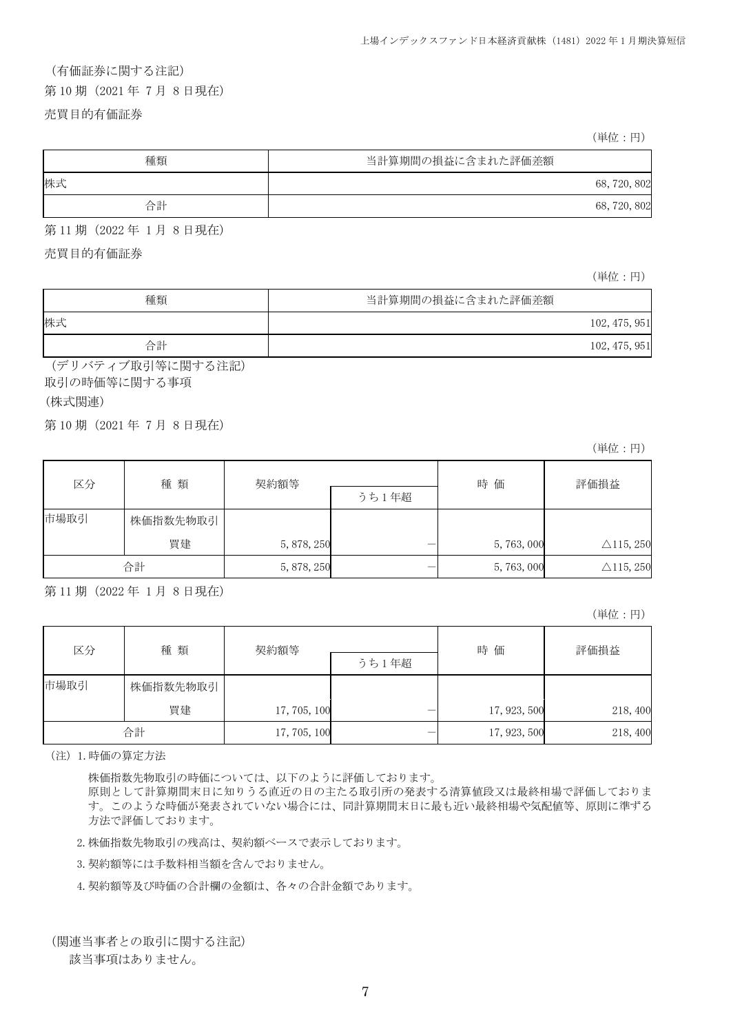（有価証券に関する注記）

第10期（2021年 7月 8日現在）

売買目的有価証券

（単位：円）

| 種類 | 当計算期間の損益に含まれた評価差額 |
|---|---|
| 株式 | 68,720,802 |
| 合計 | 68,720,802 |

第11期（2022年 1月 8日現在）

売買目的有価証券

（単位：円）

| 種類 | 当計算期間の損益に含まれた評価差額 |
|---|---|
| 株式 | 102,475,951 |
| 合計 | 102,475,951 |

（デリバティブ取引等に関する注記）

取引の時価等に関する事項

(株式関連)

第10期（2021年 7月 8日現在）

（単位：円）

| 区分 | 種 類 | 契約額等 | | 時 価 | 評価損益 |
|---|---|---|---|---|---|
| | | | うち1年超 | | |
| 市場取引 | 株価指数先物取引 | | | | |
| | 買建 | 5,878,250 | － | 5,763,000 | △115,250 |
| 合計 | | 5,878,250 | － | 5,763,000 | △115,250 |

第11期（2022年 1月 8日現在）

（単位：円）

| 区分 | 種 類 | 契約額等 | | 時 価 | 評価損益 |
|---|---|---|---|---|---|
| | | | うち1年超 | | |
| 市場取引 | 株価指数先物取引 | | | | |
| | 買建 | 17,705,100 | － | 17,923,500 | 218,400 |
| 合計 | | 17,705,100 | － | 17,923,500 | 218,400 |

（注）1.時価の算定方法

株価指数先物取引の時価については、以下のように評価しております。
原則として計算期間末日に知りうる直近の日の主たる取引所の発表する清算値段又は最終相場で評価しております。このような時価が発表されていない場合には、同計算期間末日に最も近い最終相場や気配値等、原則に準ずる方法で評価しております。

2.株価指数先物取引の残高は、契約額ベースで表示しております。

3.契約額等には手数料相当額を含んでおりません。

4.契約額等及び時価の合計欄の金額は、各々の合計金額であります。

（関連当事者との取引に関する注記）

該当事項はありません。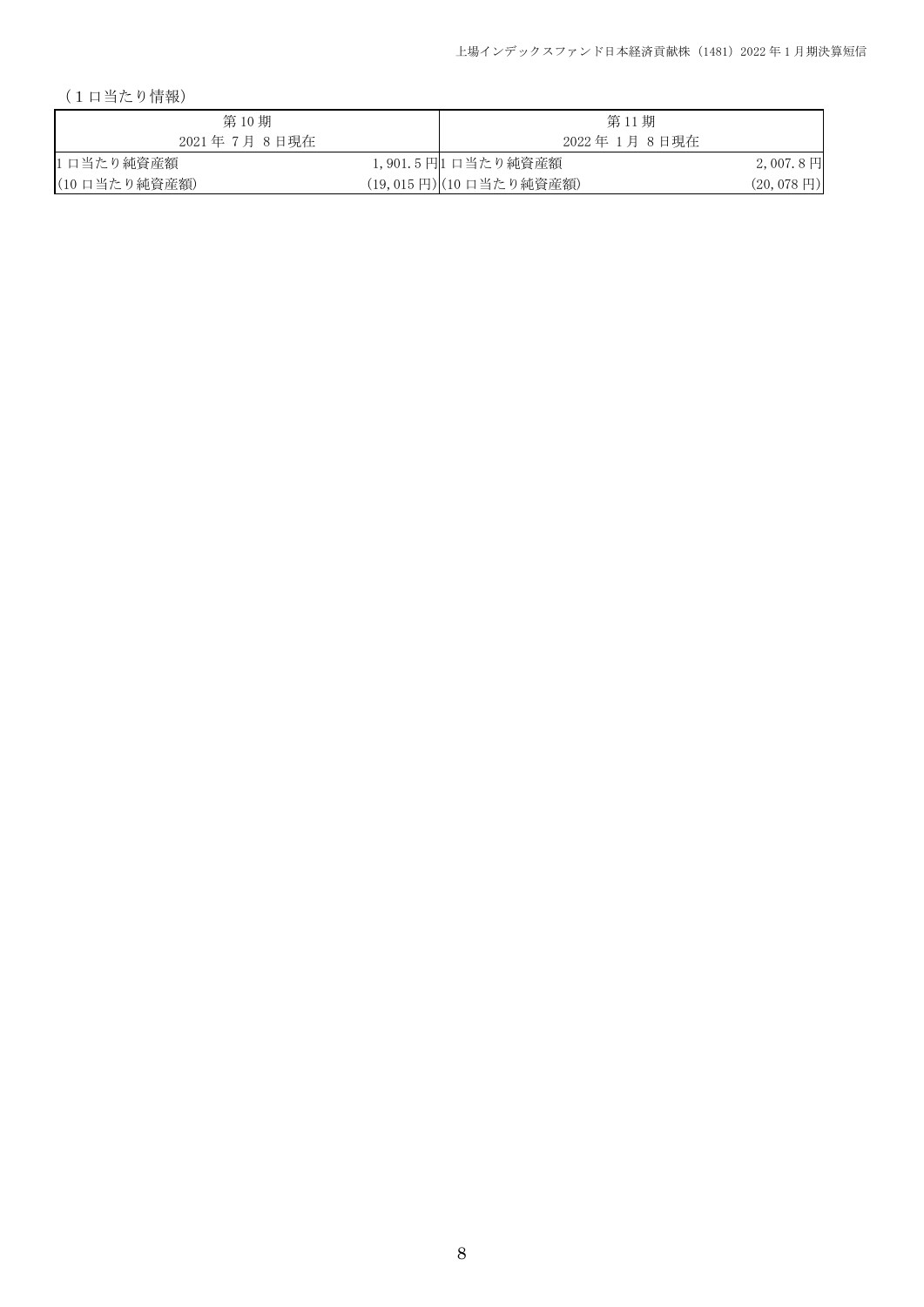（１口当たり情報）

| 第10期<br>2021年７月８日現在 | | 第11期<br>2022年１月８日現在 | |
|---|---|---|---|
| 1口当たり純資産額 | 1,901.5円 | 1口当たり純資産額 | 2,007.8円 |
| (10口当たり純資産額) | (19,015円) | (10口当たり純資産額) | (20,078円) |